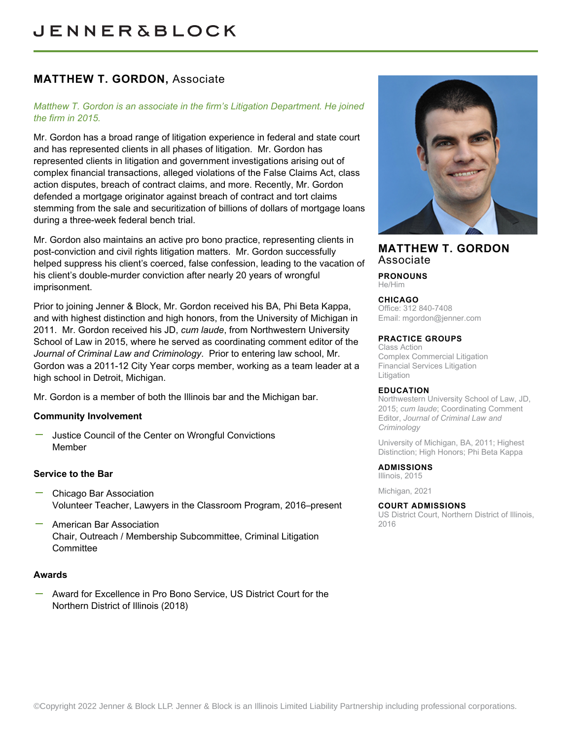# JENNER & BLOCK

## MATTHEW T. GORDON, Associate

*Matthew T. Gordon is an associate in the firm's Litigation Department. He joined the firm in 2015.*

Mr. Gordon has a broad range of litigation experience in federal and state court and has represented clients in all phases of litigation. Mr. Gordon has represented clients in litigation and government investigations arising out of complex financial transactions, alleged violations of the False Claims Act, class action disputes, breach of contract claims, and more. Recently, Mr. Gordon defended a mortgage originator against breach of contract and tort claims stemming from the sale and securitization of billions of dollars of mortgage loans during a three-week federal bench trial.

Mr. Gordon also maintains an active pro bono practice, representing clients in post-conviction and civil rights litigation matters. Mr. Gordon successfully helped suppress his client's coerced, false confession, leading to the vacation of his client's double-murder conviction after nearly 20 years of wrongful imprisonment.

Prior to joining Jenner & Block, Mr. Gordon received his BA, Phi Beta Kappa, and with highest distinction and high honors, from the University of Michigan in 2011. Mr. Gordon received his JD, *cum laude*, from Northwestern University School of Law in 2015, where he served as coordinating comment editor of the *Journal of Criminal Law and Criminology*. Prior to entering law school, Mr. Gordon was a 2011-12 City Year corps member, working as a team leader at a high school in Detroit, Michigan.

Mr. Gordon is a member of both the Illinois bar and the Michigan bar.

### Community Involvement

- Justice Council of the Center on Wrongful Convictions
  Member

### Service to the Bar

- Chicago Bar Association
  Volunteer Teacher, Lawyers in the Classroom Program, 2016–present
- American Bar Association
  Chair, Outreach / Membership Subcommittee, Criminal Litigation Committee

### Awards

- Award for Excellence in Pro Bono Service, US District Court for the Northern District of Illinois (2018)

---

**MATTHEW T. GORDON**
Associate

**PRONOUNS**
He/Him

**CHICAGO**
Office: 312 840-7408
Email: mgordon@jenner.com

**PRACTICE GROUPS**
Class Action
Complex Commercial Litigation
Financial Services Litigation
Litigation

**EDUCATION**
Northwestern University School of Law, JD, 2015; *cum laude*; Coordinating Comment Editor, *Journal of Criminal Law and Criminology*

University of Michigan, BA, 2011; Highest Distinction; High Honors; Phi Beta Kappa

**ADMISSIONS**
Illinois, 2015

Michigan, 2021

**COURT ADMISSIONS**
US District Court, Northern District of Illinois, 2016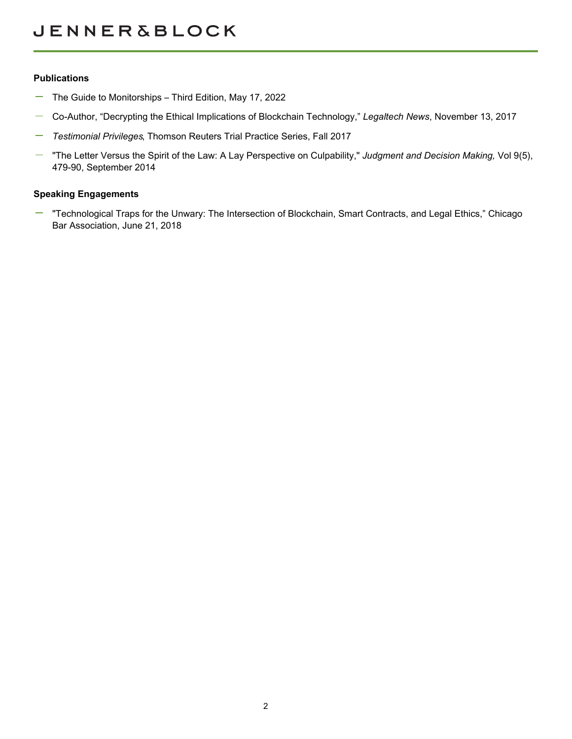**Publications**

- The Guide to Monitorships – Third Edition, May 17, 2022
- Co-Author, "Decrypting the Ethical Implications of Blockchain Technology," *Legaltech News*, November 13, 2017
- *Testimonial Privileges*, Thomson Reuters Trial Practice Series, Fall 2017
- "The Letter Versus the Spirit of the Law: A Lay Perspective on Culpability," *Judgment and Decision Making,* Vol 9(5), 479-90, September 2014

**Speaking Engagements**

- "Technological Traps for the Unwary: The Intersection of Blockchain, Smart Contracts, and Legal Ethics," Chicago Bar Association, June 21, 2018